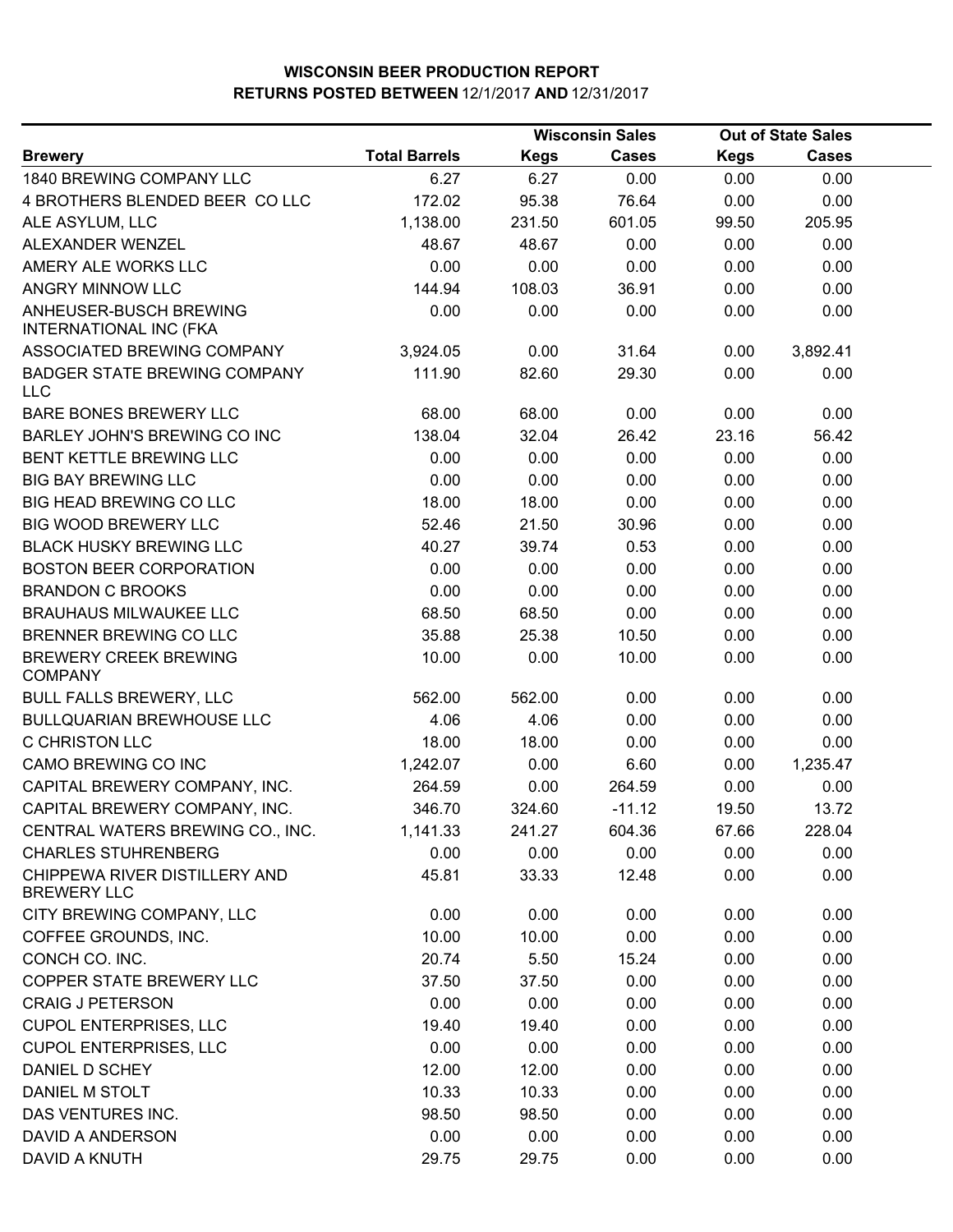**WISCONSIN BEER PRODUCTION REPORT**
**RETURNS POSTED BETWEEN** 12/1/2017 **AND** 12/31/2017

| Brewery | Total Barrels | Wisconsin Sales | | Out of State Sales | |
|---|---|---|---|---|---|
| | | Kegs | Cases | Kegs | Cases |
| 1840 BREWING COMPANY LLC | 6.27 | 6.27 | 0.00 | 0.00 | 0.00 |
| 4 BROTHERS BLENDED BEER CO LLC | 172.02 | 95.38 | 76.64 | 0.00 | 0.00 |
| ALE ASYLUM, LLC | 1,138.00 | 231.50 | 601.05 | 99.50 | 205.95 |
| ALEXANDER WENZEL | 48.67 | 48.67 | 0.00 | 0.00 | 0.00 |
| AMERY ALE WORKS LLC | 0.00 | 0.00 | 0.00 | 0.00 | 0.00 |
| ANGRY MINNOW LLC | 144.94 | 108.03 | 36.91 | 0.00 | 0.00 |
| ANHEUSER-BUSCH BREWING INTERNATIONAL INC (FKA | 0.00 | 0.00 | 0.00 | 0.00 | 0.00 |
| ASSOCIATED BREWING COMPANY | 3,924.05 | 0.00 | 31.64 | 0.00 | 3,892.41 |
| BADGER STATE BREWING COMPANY LLC | 111.90 | 82.60 | 29.30 | 0.00 | 0.00 |
| BARE BONES BREWERY LLC | 68.00 | 68.00 | 0.00 | 0.00 | 0.00 |
| BARLEY JOHN'S BREWING CO INC | 138.04 | 32.04 | 26.42 | 23.16 | 56.42 |
| BENT KETTLE BREWING LLC | 0.00 | 0.00 | 0.00 | 0.00 | 0.00 |
| BIG BAY BREWING LLC | 0.00 | 0.00 | 0.00 | 0.00 | 0.00 |
| BIG HEAD BREWING CO LLC | 18.00 | 18.00 | 0.00 | 0.00 | 0.00 |
| BIG WOOD BREWERY LLC | 52.46 | 21.50 | 30.96 | 0.00 | 0.00 |
| BLACK HUSKY BREWING LLC | 40.27 | 39.74 | 0.53 | 0.00 | 0.00 |
| BOSTON BEER CORPORATION | 0.00 | 0.00 | 0.00 | 0.00 | 0.00 |
| BRANDON C BROOKS | 0.00 | 0.00 | 0.00 | 0.00 | 0.00 |
| BRAUHAUS MILWAUKEE LLC | 68.50 | 68.50 | 0.00 | 0.00 | 0.00 |
| BRENNER BREWING CO LLC | 35.88 | 25.38 | 10.50 | 0.00 | 0.00 |
| BREWERY CREEK BREWING COMPANY | 10.00 | 0.00 | 10.00 | 0.00 | 0.00 |
| BULL FALLS BREWERY, LLC | 562.00 | 562.00 | 0.00 | 0.00 | 0.00 |
| BULLQUARIAN BREWHOUSE LLC | 4.06 | 4.06 | 0.00 | 0.00 | 0.00 |
| C CHRISTON LLC | 18.00 | 18.00 | 0.00 | 0.00 | 0.00 |
| CAMO BREWING CO INC | 1,242.07 | 0.00 | 6.60 | 0.00 | 1,235.47 |
| CAPITAL BREWERY COMPANY, INC. | 264.59 | 0.00 | 264.59 | 0.00 | 0.00 |
| CAPITAL BREWERY COMPANY, INC. | 346.70 | 324.60 | -11.12 | 19.50 | 13.72 |
| CENTRAL WATERS BREWING CO., INC. | 1,141.33 | 241.27 | 604.36 | 67.66 | 228.04 |
| CHARLES STUHRENBERG | 0.00 | 0.00 | 0.00 | 0.00 | 0.00 |
| CHIPPEWA RIVER DISTILLERY AND BREWERY LLC | 45.81 | 33.33 | 12.48 | 0.00 | 0.00 |
| CITY BREWING COMPANY, LLC | 0.00 | 0.00 | 0.00 | 0.00 | 0.00 |
| COFFEE GROUNDS, INC. | 10.00 | 10.00 | 0.00 | 0.00 | 0.00 |
| CONCH CO. INC. | 20.74 | 5.50 | 15.24 | 0.00 | 0.00 |
| COPPER STATE BREWERY LLC | 37.50 | 37.50 | 0.00 | 0.00 | 0.00 |
| CRAIG J PETERSON | 0.00 | 0.00 | 0.00 | 0.00 | 0.00 |
| CUPOL ENTERPRISES, LLC | 19.40 | 19.40 | 0.00 | 0.00 | 0.00 |
| CUPOL ENTERPRISES, LLC | 0.00 | 0.00 | 0.00 | 0.00 | 0.00 |
| DANIEL D SCHEY | 12.00 | 12.00 | 0.00 | 0.00 | 0.00 |
| DANIEL M STOLT | 10.33 | 10.33 | 0.00 | 0.00 | 0.00 |
| DAS VENTURES INC. | 98.50 | 98.50 | 0.00 | 0.00 | 0.00 |
| DAVID A ANDERSON | 0.00 | 0.00 | 0.00 | 0.00 | 0.00 |
| DAVID A KNUTH | 29.75 | 29.75 | 0.00 | 0.00 | 0.00 |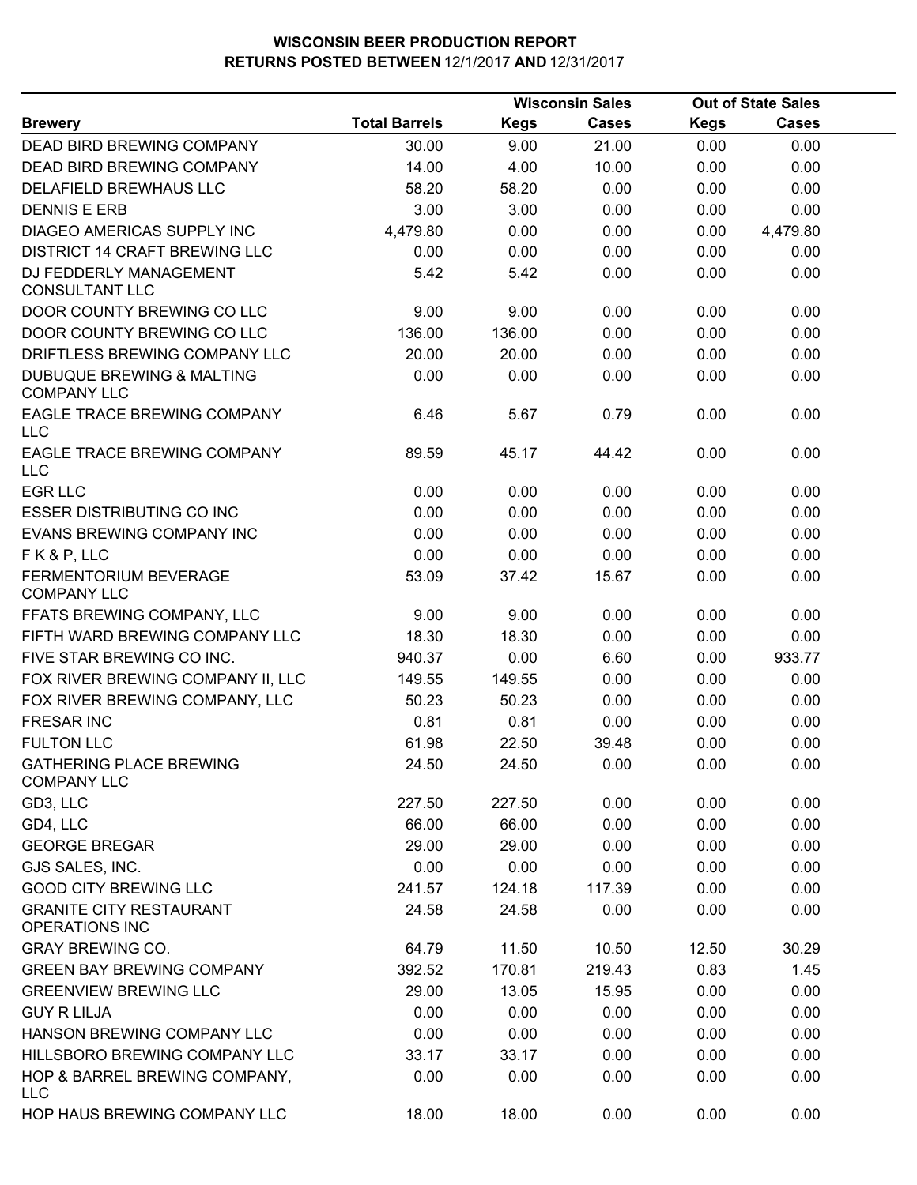# WISCONSIN BEER PRODUCTION REPORT
## RETURNS POSTED BETWEEN 12/1/2017 AND 12/31/2017

| | | Wisconsin Sales | | Out of State Sales | |
|---|---|---|---|---|---|
| **Brewery** | **Total Barrels** | **Kegs** | **Cases** | **Kegs** | **Cases** |
| DEAD BIRD BREWING COMPANY | 30.00 | 9.00 | 21.00 | 0.00 | 0.00 |
| DEAD BIRD BREWING COMPANY | 14.00 | 4.00 | 10.00 | 0.00 | 0.00 |
| DELAFIELD BREWHAUS LLC | 58.20 | 58.20 | 0.00 | 0.00 | 0.00 |
| DENNIS E ERB | 3.00 | 3.00 | 0.00 | 0.00 | 0.00 |
| DIAGEO AMERICAS SUPPLY INC | 4,479.80 | 0.00 | 0.00 | 0.00 | 4,479.80 |
| DISTRICT 14 CRAFT BREWING LLC | 0.00 | 0.00 | 0.00 | 0.00 | 0.00 |
| DJ FEDDERLY MANAGEMENT CONSULTANT LLC | 5.42 | 5.42 | 0.00 | 0.00 | 0.00 |
| DOOR COUNTY BREWING CO LLC | 9.00 | 9.00 | 0.00 | 0.00 | 0.00 |
| DOOR COUNTY BREWING CO LLC | 136.00 | 136.00 | 0.00 | 0.00 | 0.00 |
| DRIFTLESS BREWING COMPANY LLC | 20.00 | 20.00 | 0.00 | 0.00 | 0.00 |
| DUBUQUE BREWING & MALTING COMPANY LLC | 0.00 | 0.00 | 0.00 | 0.00 | 0.00 |
| EAGLE TRACE BREWING COMPANY LLC | 6.46 | 5.67 | 0.79 | 0.00 | 0.00 |
| EAGLE TRACE BREWING COMPANY LLC | 89.59 | 45.17 | 44.42 | 0.00 | 0.00 |
| EGR LLC | 0.00 | 0.00 | 0.00 | 0.00 | 0.00 |
| ESSER DISTRIBUTING CO INC | 0.00 | 0.00 | 0.00 | 0.00 | 0.00 |
| EVANS BREWING COMPANY INC | 0.00 | 0.00 | 0.00 | 0.00 | 0.00 |
| F K & P, LLC | 0.00 | 0.00 | 0.00 | 0.00 | 0.00 |
| FERMENTORIUM BEVERAGE COMPANY LLC | 53.09 | 37.42 | 15.67 | 0.00 | 0.00 |
| FFATS BREWING COMPANY, LLC | 9.00 | 9.00 | 0.00 | 0.00 | 0.00 |
| FIFTH WARD BREWING COMPANY LLC | 18.30 | 18.30 | 0.00 | 0.00 | 0.00 |
| FIVE STAR BREWING CO INC. | 940.37 | 0.00 | 6.60 | 0.00 | 933.77 |
| FOX RIVER BREWING COMPANY II, LLC | 149.55 | 149.55 | 0.00 | 0.00 | 0.00 |
| FOX RIVER BREWING COMPANY, LLC | 50.23 | 50.23 | 0.00 | 0.00 | 0.00 |
| FRESAR INC | 0.81 | 0.81 | 0.00 | 0.00 | 0.00 |
| FULTON LLC | 61.98 | 22.50 | 39.48 | 0.00 | 0.00 |
| GATHERING PLACE BREWING COMPANY LLC | 24.50 | 24.50 | 0.00 | 0.00 | 0.00 |
| GD3, LLC | 227.50 | 227.50 | 0.00 | 0.00 | 0.00 |
| GD4, LLC | 66.00 | 66.00 | 0.00 | 0.00 | 0.00 |
| GEORGE BREGAR | 29.00 | 29.00 | 0.00 | 0.00 | 0.00 |
| GJS SALES, INC. | 0.00 | 0.00 | 0.00 | 0.00 | 0.00 |
| GOOD CITY BREWING LLC | 241.57 | 124.18 | 117.39 | 0.00 | 0.00 |
| GRANITE CITY RESTAURANT OPERATIONS INC | 24.58 | 24.58 | 0.00 | 0.00 | 0.00 |
| GRAY BREWING CO. | 64.79 | 11.50 | 10.50 | 12.50 | 30.29 |
| GREEN BAY BREWING COMPANY | 392.52 | 170.81 | 219.43 | 0.83 | 1.45 |
| GREENVIEW BREWING LLC | 29.00 | 13.05 | 15.95 | 0.00 | 0.00 |
| GUY R LILJA | 0.00 | 0.00 | 0.00 | 0.00 | 0.00 |
| HANSON BREWING COMPANY LLC | 0.00 | 0.00 | 0.00 | 0.00 | 0.00 |
| HILLSBORO BREWING COMPANY LLC | 33.17 | 33.17 | 0.00 | 0.00 | 0.00 |
| HOP & BARREL BREWING COMPANY, LLC | 0.00 | 0.00 | 0.00 | 0.00 | 0.00 |
| HOP HAUS BREWING COMPANY LLC | 18.00 | 18.00 | 0.00 | 0.00 | 0.00 |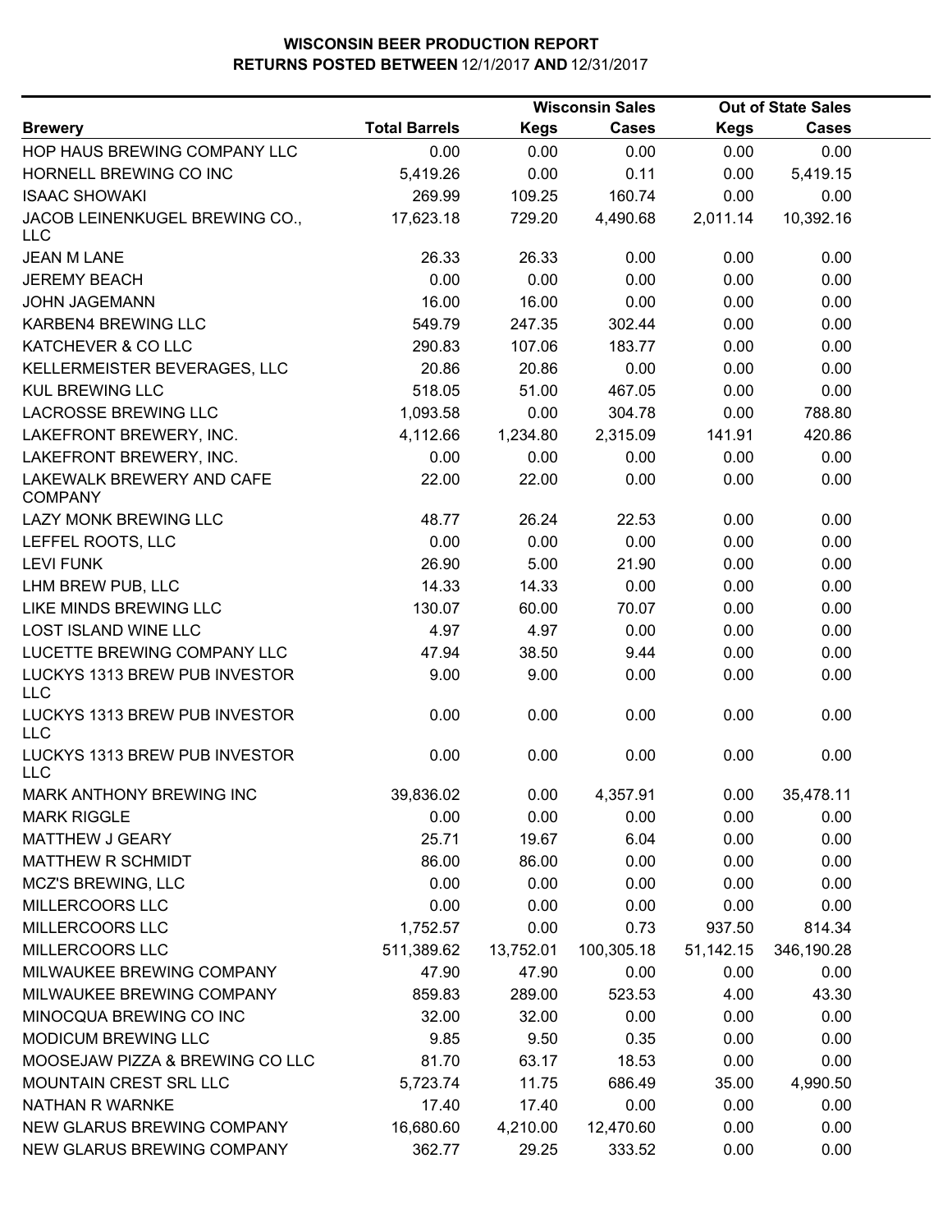# WISCONSIN BEER PRODUCTION REPORT

## RETURNS POSTED BETWEEN 12/1/2017 AND 12/31/2017

| Brewery | Total Barrels | Wisconsin Sales | | Out of State Sales | |
|---|---|---|---|---|---|
| | | Kegs | Cases | Kegs | Cases |
| HOP HAUS BREWING COMPANY LLC | 0.00 | 0.00 | 0.00 | 0.00 | 0.00 |
| HORNELL BREWING CO INC | 5,419.26 | 0.00 | 0.11 | 0.00 | 5,419.15 |
| ISAAC SHOWAKI | 269.99 | 109.25 | 160.74 | 0.00 | 0.00 |
| JACOB LEINENKUGEL BREWING CO., LLC | 17,623.18 | 729.20 | 4,490.68 | 2,011.14 | 10,392.16 |
| JEAN M LANE | 26.33 | 26.33 | 0.00 | 0.00 | 0.00 |
| JEREMY BEACH | 0.00 | 0.00 | 0.00 | 0.00 | 0.00 |
| JOHN JAGEMANN | 16.00 | 16.00 | 0.00 | 0.00 | 0.00 |
| KARBEN4 BREWING LLC | 549.79 | 247.35 | 302.44 | 0.00 | 0.00 |
| KATCHEVER & CO LLC | 290.83 | 107.06 | 183.77 | 0.00 | 0.00 |
| KELLERMEISTER BEVERAGES, LLC | 20.86 | 20.86 | 0.00 | 0.00 | 0.00 |
| KUL BREWING LLC | 518.05 | 51.00 | 467.05 | 0.00 | 0.00 |
| LACROSSE BREWING LLC | 1,093.58 | 0.00 | 304.78 | 0.00 | 788.80 |
| LAKEFRONT BREWERY, INC. | 4,112.66 | 1,234.80 | 2,315.09 | 141.91 | 420.86 |
| LAKEFRONT BREWERY, INC. | 0.00 | 0.00 | 0.00 | 0.00 | 0.00 |
| LAKEWALK BREWERY AND CAFE COMPANY | 22.00 | 22.00 | 0.00 | 0.00 | 0.00 |
| LAZY MONK BREWING LLC | 48.77 | 26.24 | 22.53 | 0.00 | 0.00 |
| LEFFEL ROOTS, LLC | 0.00 | 0.00 | 0.00 | 0.00 | 0.00 |
| LEVI FUNK | 26.90 | 5.00 | 21.90 | 0.00 | 0.00 |
| LHM BREW PUB, LLC | 14.33 | 14.33 | 0.00 | 0.00 | 0.00 |
| LIKE MINDS BREWING LLC | 130.07 | 60.00 | 70.07 | 0.00 | 0.00 |
| LOST ISLAND WINE LLC | 4.97 | 4.97 | 0.00 | 0.00 | 0.00 |
| LUCETTE BREWING COMPANY LLC | 47.94 | 38.50 | 9.44 | 0.00 | 0.00 |
| LUCKYS 1313 BREW PUB INVESTOR LLC | 9.00 | 9.00 | 0.00 | 0.00 | 0.00 |
| LUCKYS 1313 BREW PUB INVESTOR LLC | 0.00 | 0.00 | 0.00 | 0.00 | 0.00 |
| LUCKYS 1313 BREW PUB INVESTOR LLC | 0.00 | 0.00 | 0.00 | 0.00 | 0.00 |
| MARK ANTHONY BREWING INC | 39,836.02 | 0.00 | 4,357.91 | 0.00 | 35,478.11 |
| MARK RIGGLE | 0.00 | 0.00 | 0.00 | 0.00 | 0.00 |
| MATTHEW J GEARY | 25.71 | 19.67 | 6.04 | 0.00 | 0.00 |
| MATTHEW R SCHMIDT | 86.00 | 86.00 | 0.00 | 0.00 | 0.00 |
| MCZ'S BREWING, LLC | 0.00 | 0.00 | 0.00 | 0.00 | 0.00 |
| MILLERCOORS LLC | 0.00 | 0.00 | 0.00 | 0.00 | 0.00 |
| MILLERCOORS LLC | 1,752.57 | 0.00 | 0.73 | 937.50 | 814.34 |
| MILLERCOORS LLC | 511,389.62 | 13,752.01 | 100,305.18 | 51,142.15 | 346,190.28 |
| MILWAUKEE BREWING COMPANY | 47.90 | 47.90 | 0.00 | 0.00 | 0.00 |
| MILWAUKEE BREWING COMPANY | 859.83 | 289.00 | 523.53 | 4.00 | 43.30 |
| MINOCQUA BREWING CO INC | 32.00 | 32.00 | 0.00 | 0.00 | 0.00 |
| MODICUM BREWING LLC | 9.85 | 9.50 | 0.35 | 0.00 | 0.00 |
| MOOSEJAW PIZZA & BREWING CO LLC | 81.70 | 63.17 | 18.53 | 0.00 | 0.00 |
| MOUNTAIN CREST SRL LLC | 5,723.74 | 11.75 | 686.49 | 35.00 | 4,990.50 |
| NATHAN R WARNKE | 17.40 | 17.40 | 0.00 | 0.00 | 0.00 |
| NEW GLARUS BREWING COMPANY | 16,680.60 | 4,210.00 | 12,470.60 | 0.00 | 0.00 |
| NEW GLARUS BREWING COMPANY | 362.77 | 29.25 | 333.52 | 0.00 | 0.00 |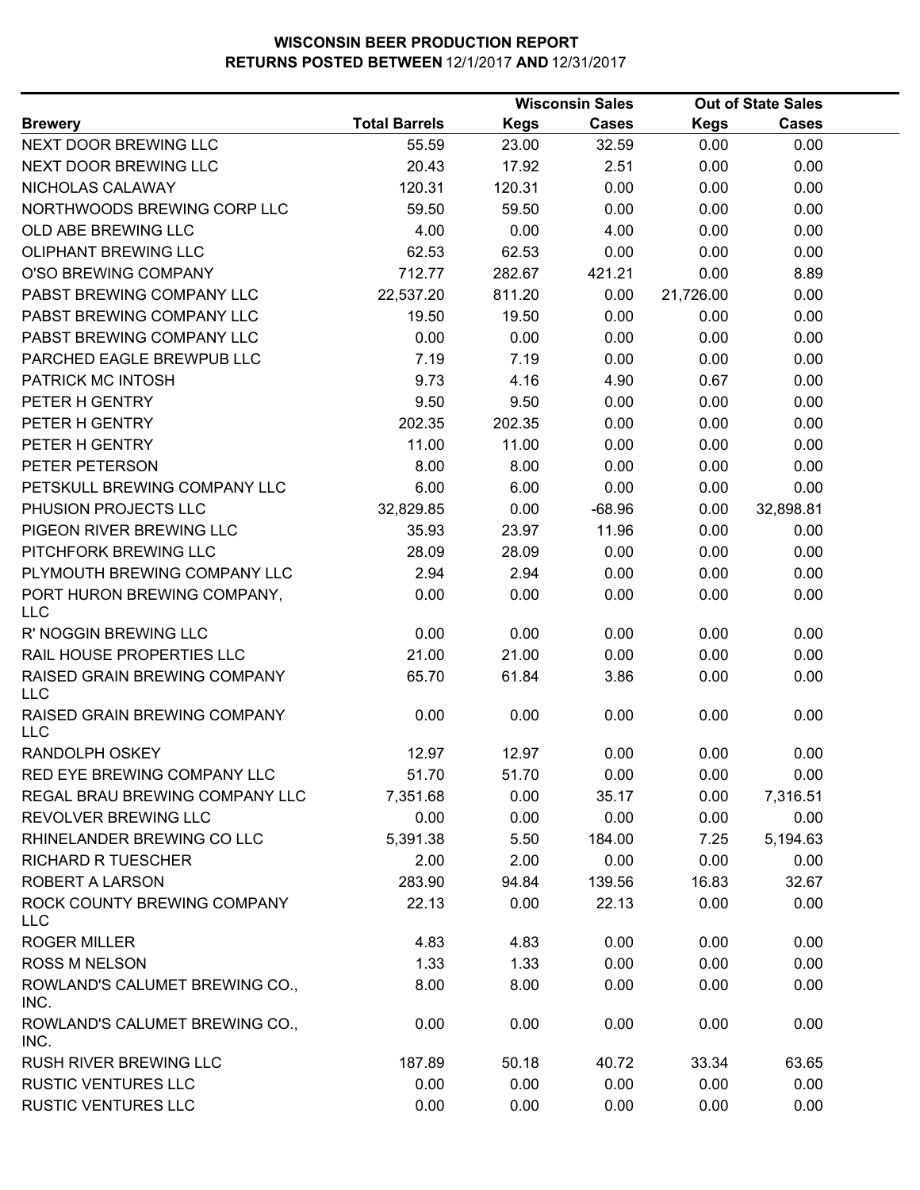**WISCONSIN BEER PRODUCTION REPORT**
**RETURNS POSTED BETWEEN 12/1/2017 AND 12/31/2017**

| Brewery | Total Barrels | Wisconsin Sales | | Out of State Sales | |
|---|---|---|---|---|---|
| | | Kegs | Cases | Kegs | Cases |
| NEXT DOOR BREWING LLC | 55.59 | 23.00 | 32.59 | 0.00 | 0.00 |
| NEXT DOOR BREWING LLC | 20.43 | 17.92 | 2.51 | 0.00 | 0.00 |
| NICHOLAS CALAWAY | 120.31 | 120.31 | 0.00 | 0.00 | 0.00 |
| NORTHWOODS BREWING CORP LLC | 59.50 | 59.50 | 0.00 | 0.00 | 0.00 |
| OLD ABE BREWING LLC | 4.00 | 0.00 | 4.00 | 0.00 | 0.00 |
| OLIPHANT BREWING LLC | 62.53 | 62.53 | 0.00 | 0.00 | 0.00 |
| O'SO BREWING COMPANY | 712.77 | 282.67 | 421.21 | 0.00 | 8.89 |
| PABST BREWING COMPANY LLC | 22,537.20 | 811.20 | 0.00 | 21,726.00 | 0.00 |
| PABST BREWING COMPANY LLC | 19.50 | 19.50 | 0.00 | 0.00 | 0.00 |
| PABST BREWING COMPANY LLC | 0.00 | 0.00 | 0.00 | 0.00 | 0.00 |
| PARCHED EAGLE BREWPUB LLC | 7.19 | 7.19 | 0.00 | 0.00 | 0.00 |
| PATRICK MC INTOSH | 9.73 | 4.16 | 4.90 | 0.67 | 0.00 |
| PETER H GENTRY | 9.50 | 9.50 | 0.00 | 0.00 | 0.00 |
| PETER H GENTRY | 202.35 | 202.35 | 0.00 | 0.00 | 0.00 |
| PETER H GENTRY | 11.00 | 11.00 | 0.00 | 0.00 | 0.00 |
| PETER PETERSON | 8.00 | 8.00 | 0.00 | 0.00 | 0.00 |
| PETSKULL BREWING COMPANY LLC | 6.00 | 6.00 | 0.00 | 0.00 | 0.00 |
| PHUSION PROJECTS LLC | 32,829.85 | 0.00 | -68.96 | 0.00 | 32,898.81 |
| PIGEON RIVER BREWING LLC | 35.93 | 23.97 | 11.96 | 0.00 | 0.00 |
| PITCHFORK BREWING LLC | 28.09 | 28.09 | 0.00 | 0.00 | 0.00 |
| PLYMOUTH BREWING COMPANY LLC | 2.94 | 2.94 | 0.00 | 0.00 | 0.00 |
| PORT HURON BREWING COMPANY, LLC | 0.00 | 0.00 | 0.00 | 0.00 | 0.00 |
| R' NOGGIN BREWING LLC | 0.00 | 0.00 | 0.00 | 0.00 | 0.00 |
| RAIL HOUSE PROPERTIES LLC | 21.00 | 21.00 | 0.00 | 0.00 | 0.00 |
| RAISED GRAIN BREWING COMPANY LLC | 65.70 | 61.84 | 3.86 | 0.00 | 0.00 |
| RAISED GRAIN BREWING COMPANY LLC | 0.00 | 0.00 | 0.00 | 0.00 | 0.00 |
| RANDOLPH OSKEY | 12.97 | 12.97 | 0.00 | 0.00 | 0.00 |
| RED EYE BREWING COMPANY LLC | 51.70 | 51.70 | 0.00 | 0.00 | 0.00 |
| REGAL BRAU BREWING COMPANY LLC | 7,351.68 | 0.00 | 35.17 | 0.00 | 7,316.51 |
| REVOLVER BREWING LLC | 0.00 | 0.00 | 0.00 | 0.00 | 0.00 |
| RHINELANDER BREWING CO LLC | 5,391.38 | 5.50 | 184.00 | 7.25 | 5,194.63 |
| RICHARD R TUESCHER | 2.00 | 2.00 | 0.00 | 0.00 | 0.00 |
| ROBERT A LARSON | 283.90 | 94.84 | 139.56 | 16.83 | 32.67 |
| ROCK COUNTY BREWING COMPANY LLC | 22.13 | 0.00 | 22.13 | 0.00 | 0.00 |
| ROGER MILLER | 4.83 | 4.83 | 0.00 | 0.00 | 0.00 |
| ROSS M NELSON | 1.33 | 1.33 | 0.00 | 0.00 | 0.00 |
| ROWLAND'S CALUMET BREWING CO., INC. | 8.00 | 8.00 | 0.00 | 0.00 | 0.00 |
| ROWLAND'S CALUMET BREWING CO., INC. | 0.00 | 0.00 | 0.00 | 0.00 | 0.00 |
| RUSH RIVER BREWING LLC | 187.89 | 50.18 | 40.72 | 33.34 | 63.65 |
| RUSTIC VENTURES LLC | 0.00 | 0.00 | 0.00 | 0.00 | 0.00 |
| RUSTIC VENTURES LLC | 0.00 | 0.00 | 0.00 | 0.00 | 0.00 |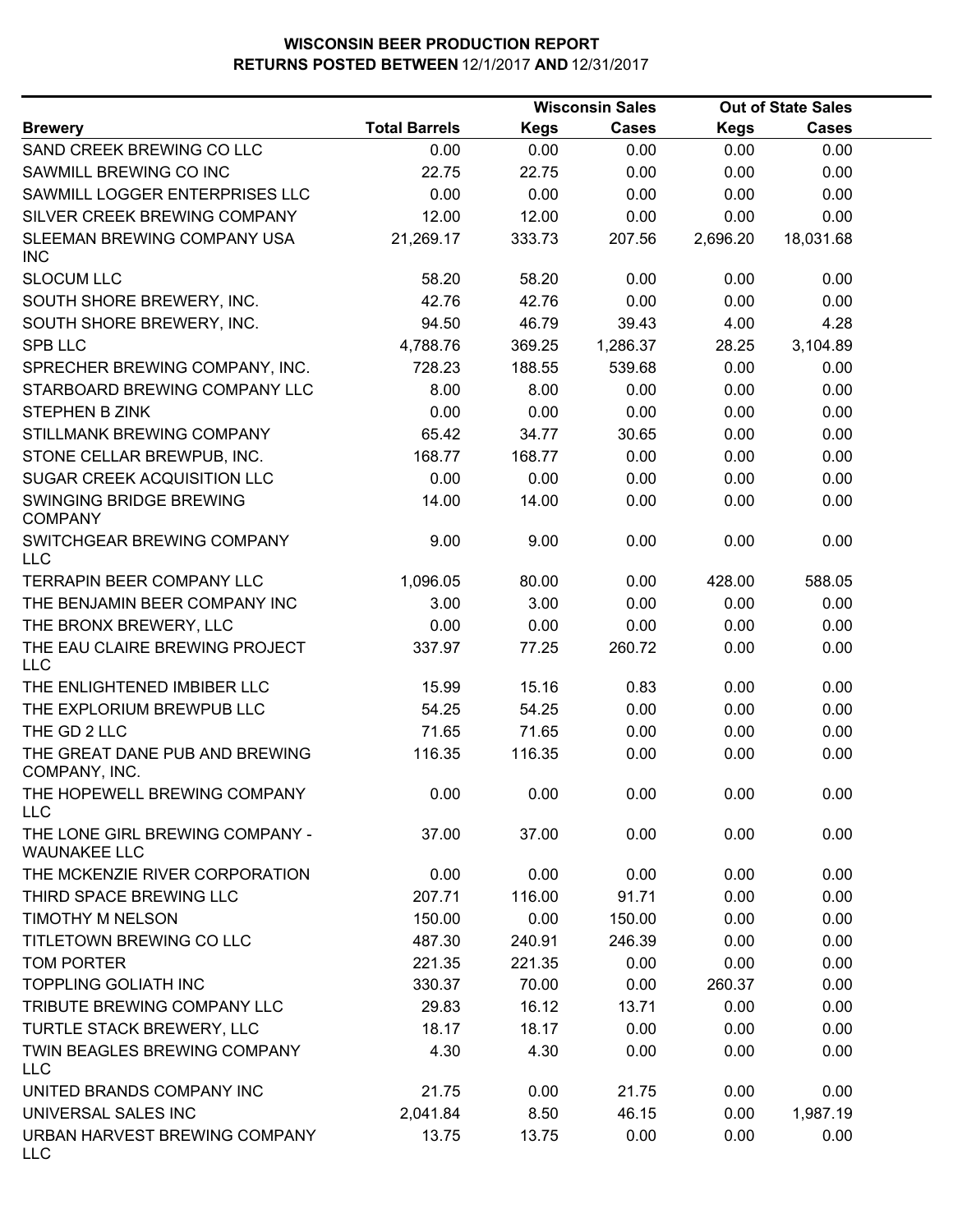# WISCONSIN BEER PRODUCTION REPORT
## RETURNS POSTED BETWEEN 12/1/2017 AND 12/31/2017

| | | Wisconsin Sales | | Out of State Sales | |
|---|---|---|---|---|---|
| **Brewery** | **Total Barrels** | **Kegs** | **Cases** | **Kegs** | **Cases** |
| SAND CREEK BREWING CO LLC | 0.00 | 0.00 | 0.00 | 0.00 | 0.00 |
| SAWMILL BREWING CO INC | 22.75 | 22.75 | 0.00 | 0.00 | 0.00 |
| SAWMILL LOGGER ENTERPRISES LLC | 0.00 | 0.00 | 0.00 | 0.00 | 0.00 |
| SILVER CREEK BREWING COMPANY | 12.00 | 12.00 | 0.00 | 0.00 | 0.00 |
| SLEEMAN BREWING COMPANY USA INC | 21,269.17 | 333.73 | 207.56 | 2,696.20 | 18,031.68 |
| SLOCUM LLC | 58.20 | 58.20 | 0.00 | 0.00 | 0.00 |
| SOUTH SHORE BREWERY, INC. | 42.76 | 42.76 | 0.00 | 0.00 | 0.00 |
| SOUTH SHORE BREWERY, INC. | 94.50 | 46.79 | 39.43 | 4.00 | 4.28 |
| SPB LLC | 4,788.76 | 369.25 | 1,286.37 | 28.25 | 3,104.89 |
| SPRECHER BREWING COMPANY, INC. | 728.23 | 188.55 | 539.68 | 0.00 | 0.00 |
| STARBOARD BREWING COMPANY LLC | 8.00 | 8.00 | 0.00 | 0.00 | 0.00 |
| STEPHEN B ZINK | 0.00 | 0.00 | 0.00 | 0.00 | 0.00 |
| STILLMANK BREWING COMPANY | 65.42 | 34.77 | 30.65 | 0.00 | 0.00 |
| STONE CELLAR BREWPUB, INC. | 168.77 | 168.77 | 0.00 | 0.00 | 0.00 |
| SUGAR CREEK ACQUISITION LLC | 0.00 | 0.00 | 0.00 | 0.00 | 0.00 |
| SWINGING BRIDGE BREWING COMPANY | 14.00 | 14.00 | 0.00 | 0.00 | 0.00 |
| SWITCHGEAR BREWING COMPANY LLC | 9.00 | 9.00 | 0.00 | 0.00 | 0.00 |
| TERRAPIN BEER COMPANY LLC | 1,096.05 | 80.00 | 0.00 | 428.00 | 588.05 |
| THE BENJAMIN BEER COMPANY INC | 3.00 | 3.00 | 0.00 | 0.00 | 0.00 |
| THE BRONX BREWERY, LLC | 0.00 | 0.00 | 0.00 | 0.00 | 0.00 |
| THE EAU CLAIRE BREWING PROJECT LLC | 337.97 | 77.25 | 260.72 | 0.00 | 0.00 |
| THE ENLIGHTENED IMBIBER LLC | 15.99 | 15.16 | 0.83 | 0.00 | 0.00 |
| THE EXPLORIUM BREWPUB LLC | 54.25 | 54.25 | 0.00 | 0.00 | 0.00 |
| THE GD 2 LLC | 71.65 | 71.65 | 0.00 | 0.00 | 0.00 |
| THE GREAT DANE PUB AND BREWING COMPANY, INC. | 116.35 | 116.35 | 0.00 | 0.00 | 0.00 |
| THE HOPEWELL BREWING COMPANY LLC | 0.00 | 0.00 | 0.00 | 0.00 | 0.00 |
| THE LONE GIRL BREWING COMPANY - WAUNAKEE LLC | 37.00 | 37.00 | 0.00 | 0.00 | 0.00 |
| THE MCKENZIE RIVER CORPORATION | 0.00 | 0.00 | 0.00 | 0.00 | 0.00 |
| THIRD SPACE BREWING LLC | 207.71 | 116.00 | 91.71 | 0.00 | 0.00 |
| TIMOTHY M NELSON | 150.00 | 0.00 | 150.00 | 0.00 | 0.00 |
| TITLETOWN BREWING CO LLC | 487.30 | 240.91 | 246.39 | 0.00 | 0.00 |
| TOM PORTER | 221.35 | 221.35 | 0.00 | 0.00 | 0.00 |
| TOPPLING GOLIATH INC | 330.37 | 70.00 | 0.00 | 260.37 | 0.00 |
| TRIBUTE BREWING COMPANY LLC | 29.83 | 16.12 | 13.71 | 0.00 | 0.00 |
| TURTLE STACK BREWERY, LLC | 18.17 | 18.17 | 0.00 | 0.00 | 0.00 |
| TWIN BEAGLES BREWING COMPANY LLC | 4.30 | 4.30 | 0.00 | 0.00 | 0.00 |
| UNITED BRANDS COMPANY INC | 21.75 | 0.00 | 21.75 | 0.00 | 0.00 |
| UNIVERSAL SALES INC | 2,041.84 | 8.50 | 46.15 | 0.00 | 1,987.19 |
| URBAN HARVEST BREWING COMPANY LLC | 13.75 | 13.75 | 0.00 | 0.00 | 0.00 |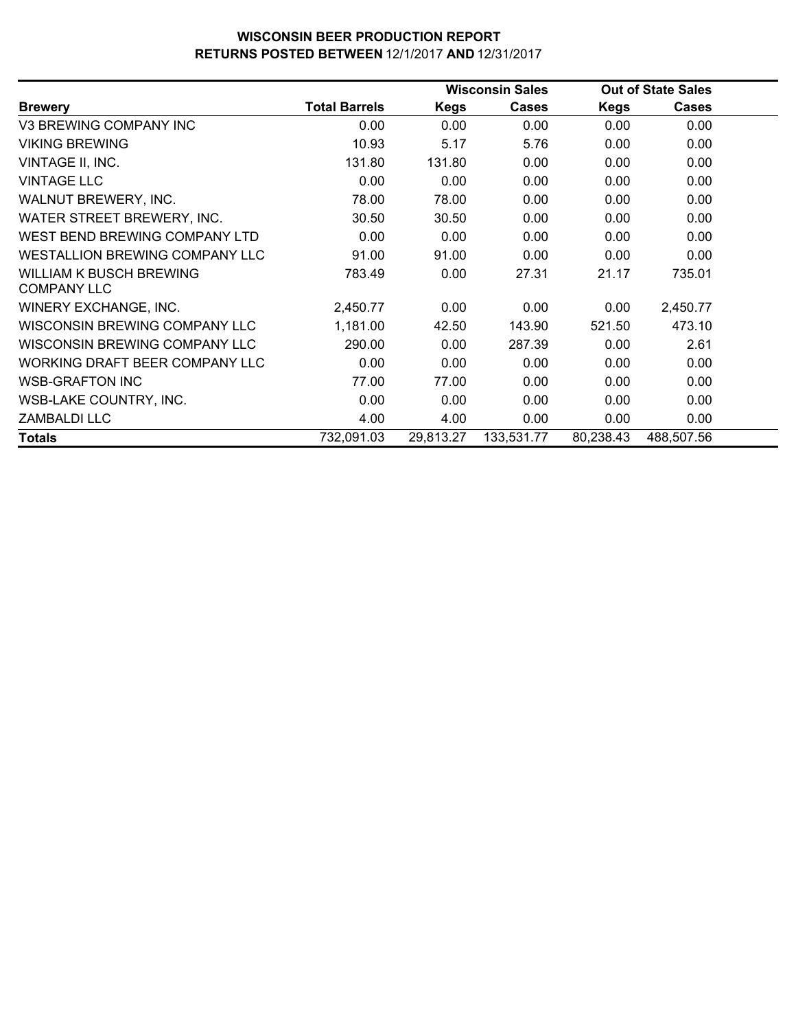**WISCONSIN BEER PRODUCTION REPORT**
**RETURNS POSTED BETWEEN** 12/1/2017 **AND** 12/31/2017

| | | Wisconsin Sales | | Out of State Sales | |
|---|---|---|---|---|---|
| **Brewery** | **Total Barrels** | **Kegs** | **Cases** | **Kegs** | **Cases** |
| V3 BREWING COMPANY INC | 0.00 | 0.00 | 0.00 | 0.00 | 0.00 |
| VIKING BREWING | 10.93 | 5.17 | 5.76 | 0.00 | 0.00 |
| VINTAGE II, INC. | 131.80 | 131.80 | 0.00 | 0.00 | 0.00 |
| VINTAGE LLC | 0.00 | 0.00 | 0.00 | 0.00 | 0.00 |
| WALNUT BREWERY, INC. | 78.00 | 78.00 | 0.00 | 0.00 | 0.00 |
| WATER STREET BREWERY, INC. | 30.50 | 30.50 | 0.00 | 0.00 | 0.00 |
| WEST BEND BREWING COMPANY LTD | 0.00 | 0.00 | 0.00 | 0.00 | 0.00 |
| WESTALLION BREWING COMPANY LLC | 91.00 | 91.00 | 0.00 | 0.00 | 0.00 |
| WILLIAM K BUSCH BREWING COMPANY LLC | 783.49 | 0.00 | 27.31 | 21.17 | 735.01 |
| WINERY EXCHANGE, INC. | 2,450.77 | 0.00 | 0.00 | 0.00 | 2,450.77 |
| WISCONSIN BREWING COMPANY LLC | 1,181.00 | 42.50 | 143.90 | 521.50 | 473.10 |
| WISCONSIN BREWING COMPANY LLC | 290.00 | 0.00 | 287.39 | 0.00 | 2.61 |
| WORKING DRAFT BEER COMPANY LLC | 0.00 | 0.00 | 0.00 | 0.00 | 0.00 |
| WSB-GRAFTON INC | 77.00 | 77.00 | 0.00 | 0.00 | 0.00 |
| WSB-LAKE COUNTRY, INC. | 0.00 | 0.00 | 0.00 | 0.00 | 0.00 |
| ZAMBALDI LLC | 4.00 | 4.00 | 0.00 | 0.00 | 0.00 |
| **Totals** | 732,091.03 | 29,813.27 | 133,531.77 | 80,238.43 | 488,507.56 |